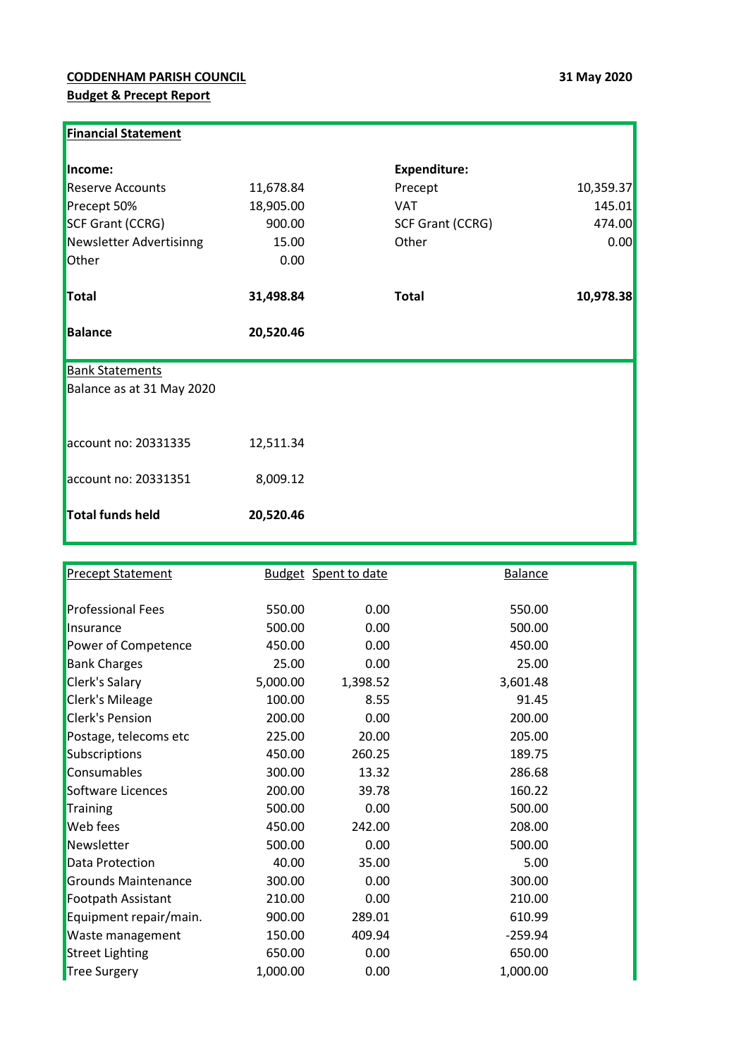**CODDENHAM PARISH COUNCIL**

**31 May 2020**

**Budget & Precept Report**

**Financial Statement**

| **Income:** | | **Expenditure:** | |
|---|---|---|---|
| Reserve Accounts | 11,678.84 | Precept | 10,359.37 |
| Precept 50% | 18,905.00 | VAT | 145.01 |
| SCF Grant (CCRG) | 900.00 | SCF Grant (CCRG) | 474.00 |
| Newsletter Advertisinng | 15.00 | Other | 0.00 |
| Other | 0.00 | | |
| **Total** | **31,498.84** | **Total** | **10,978.38** |
| **Balance** | **20,520.46** | | |

Bank Statements

Balance as at 31 May 2020

| | |
|---|---|
| account no: 20331335 | 12,511.34 |
| account no: 20331351 | 8,009.12 |
| **Total funds held** | **20,520.46** |

| Precept Statement | Budget | Spent to date | Balance |
|---|---|---|---|
| Professional Fees | 550.00 | 0.00 | 550.00 |
| Insurance | 500.00 | 0.00 | 500.00 |
| Power of Competence | 450.00 | 0.00 | 450.00 |
| Bank Charges | 25.00 | 0.00 | 25.00 |
| Clerk's Salary | 5,000.00 | 1,398.52 | 3,601.48 |
| Clerk's Mileage | 100.00 | 8.55 | 91.45 |
| Clerk's Pension | 200.00 | 0.00 | 200.00 |
| Postage, telecoms etc | 225.00 | 20.00 | 205.00 |
| Subscriptions | 450.00 | 260.25 | 189.75 |
| Consumables | 300.00 | 13.32 | 286.68 |
| Software Licences | 200.00 | 39.78 | 160.22 |
| Training | 500.00 | 0.00 | 500.00 |
| Web fees | 450.00 | 242.00 | 208.00 |
| Newsletter | 500.00 | 0.00 | 500.00 |
| Data Protection | 40.00 | 35.00 | 5.00 |
| Grounds Maintenance | 300.00 | 0.00 | 300.00 |
| Footpath Assistant | 210.00 | 0.00 | 210.00 |
| Equipment repair/main. | 900.00 | 289.01 | 610.99 |
| Waste management | 150.00 | 409.94 | -259.94 |
| Street Lighting | 650.00 | 0.00 | 650.00 |
| Tree Surgery | 1,000.00 | 0.00 | 1,000.00 |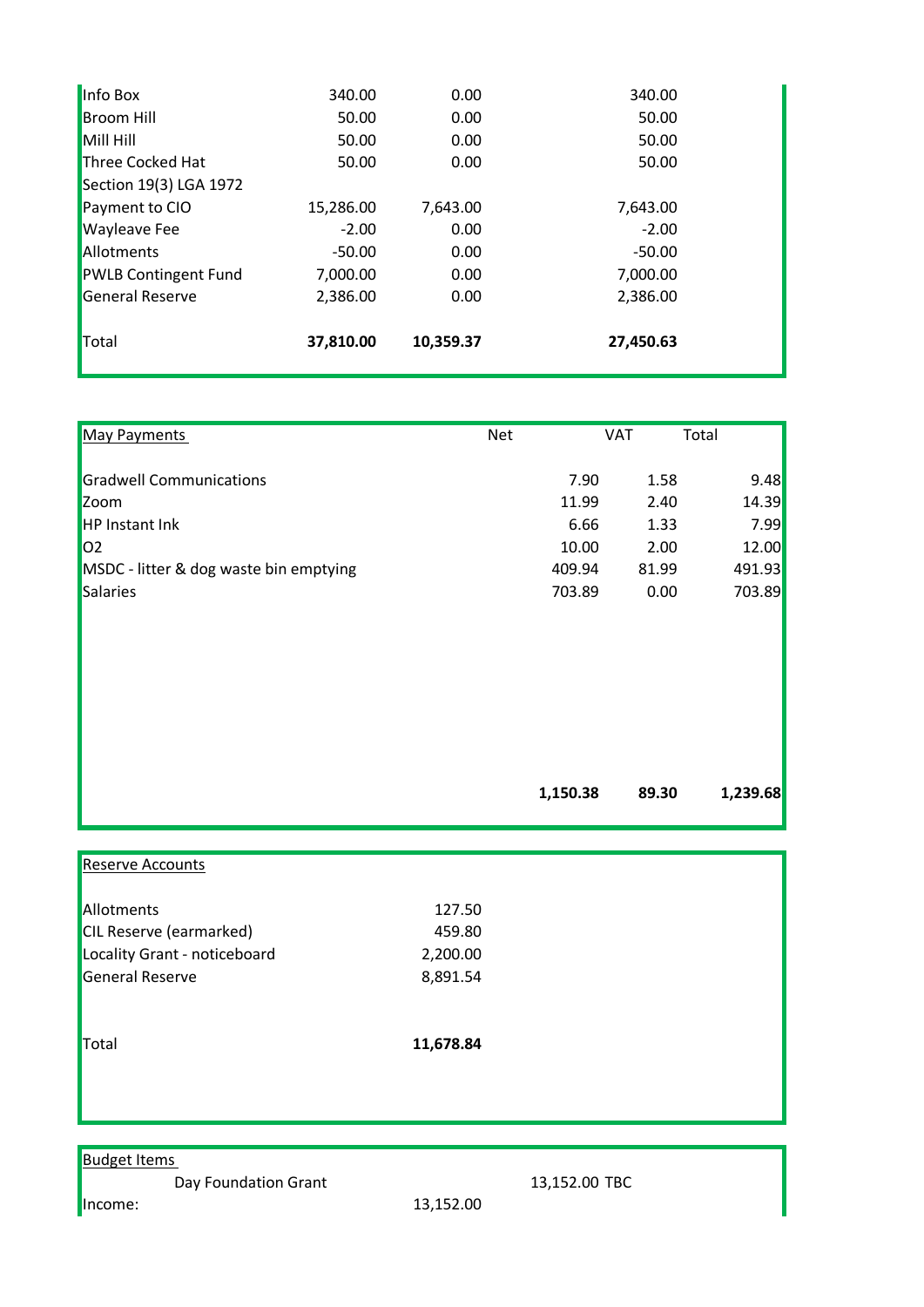| | | | |
|---|---|---|---|
| Info Box | 340.00 | 0.00 | 340.00 |
| Broom Hill | 50.00 | 0.00 | 50.00 |
| Mill Hill | 50.00 | 0.00 | 50.00 |
| Three Cocked Hat | 50.00 | 0.00 | 50.00 |
| Section 19(3) LGA 1972 | | | |
| Payment to CIO | 15,286.00 | 7,643.00 | 7,643.00 |
| Wayleave Fee | -2.00 | 0.00 | -2.00 |
| Allotments | -50.00 | 0.00 | -50.00 |
| PWLB Contingent Fund | 7,000.00 | 0.00 | 7,000.00 |
| General Reserve | 2,386.00 | 0.00 | 2,386.00 |
| Total | **37,810.00** | **10,359.37** | **27,450.63** |

| May Payments | Net | VAT | Total |
|---|---|---|---|
| Gradwell Communications | 7.90 | 1.58 | 9.48 |
| Zoom | 11.99 | 2.40 | 14.39 |
| HP Instant Ink | 6.66 | 1.33 | 7.99 |
| O2 | 10.00 | 2.00 | 12.00 |
| MSDC - litter & dog waste bin emptying | 409.94 | 81.99 | 491.93 |
| Salaries | 703.89 | 0.00 | 703.89 |
| | **1,150.38** | **89.30** | **1,239.68** |

| Reserve Accounts | |
|---|---|
| Allotments | 127.50 |
| CIL Reserve (earmarked) | 459.80 |
| Locality Grant - noticeboard | 2,200.00 |
| General Reserve | 8,891.54 |
| Total | **11,678.84** |

| Budget Items | | |
|---|---|---|
| Day Foundation Grant | | 13,152.00 TBC |
| Income: | 13,152.00 | |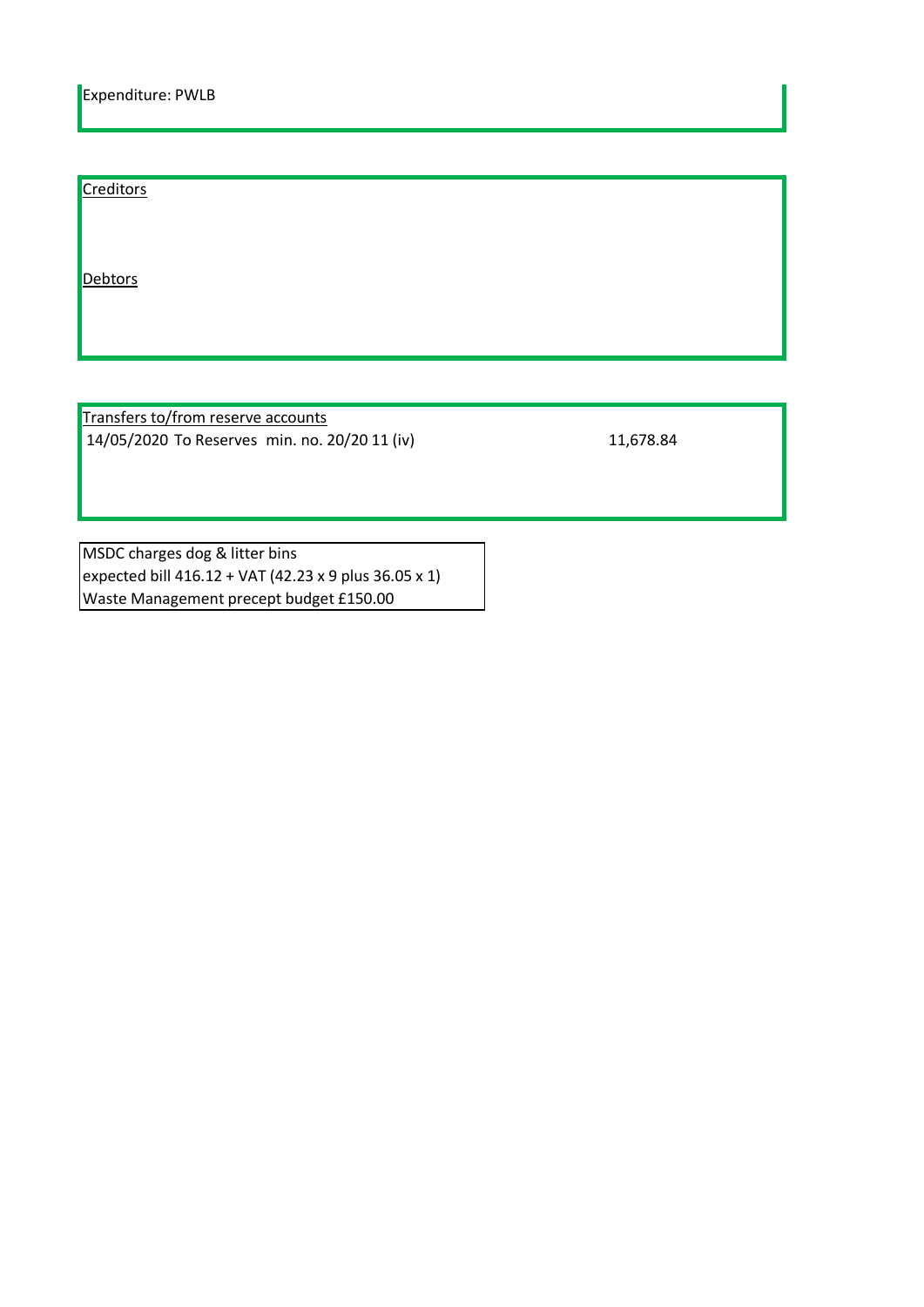Expenditure: PWLB

Creditors

Debtors

Transfers to/from reserve accounts

| | |
|---|---|
| 14/05/2020 To Reserves min. no. 20/20 11 (iv) | 11,678.84 |

MSDC charges dog & litter bins
expected bill 416.12 + VAT (42.23 x 9 plus 36.05 x 1)
Waste Management precept budget £150.00